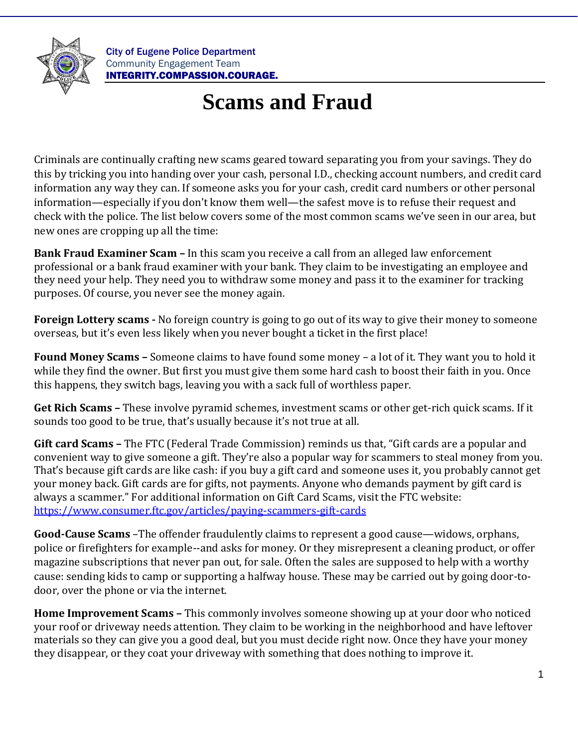City of Eugene Police Department
Community Engagement Team
**INTEGRITY.COMPASSION.COURAGE.**

# Scams and Fraud

Criminals are continually crafting new scams geared toward separating you from your savings. They do this by tricking you into handing over your cash, personal I.D., checking account numbers, and credit card information any way they can. If someone asks you for your cash, credit card numbers or other personal information—especially if you don't know them well—the safest move is to refuse their request and check with the police. The list below covers some of the most common scams we've seen in our area, but new ones are cropping up all the time:

**Bank Fraud Examiner Scam –** In this scam you receive a call from an alleged law enforcement professional or a bank fraud examiner with your bank. They claim to be investigating an employee and they need your help. They need you to withdraw some money and pass it to the examiner for tracking purposes. Of course, you never see the money again.

**Foreign Lottery scams -** No foreign country is going to go out of its way to give their money to someone overseas, but it's even less likely when you never bought a ticket in the first place!

**Found Money Scams –** Someone claims to have found some money – a lot of it. They want you to hold it while they find the owner. But first you must give them some hard cash to boost their faith in you. Once this happens, they switch bags, leaving you with a sack full of worthless paper.

**Get Rich Scams –** These involve pyramid schemes, investment scams or other get-rich quick scams. If it sounds too good to be true, that's usually because it's not true at all.

**Gift card Scams –** The FTC (Federal Trade Commission) reminds us that, "Gift cards are a popular and convenient way to give someone a gift. They're also a popular way for scammers to steal money from you. That's because gift cards are like cash: if you buy a gift card and someone uses it, you probably cannot get your money back. Gift cards are for gifts, not payments. Anyone who demands payment by gift card is always a scammer." For additional information on Gift Card Scams, visit the FTC website: https://www.consumer.ftc.gov/articles/paying-scammers-gift-cards

**Good-Cause Scams** –The offender fraudulently claims to represent a good cause—widows, orphans, police or firefighters for example--and asks for money. Or they misrepresent a cleaning product, or offer magazine subscriptions that never pan out, for sale. Often the sales are supposed to help with a worthy cause: sending kids to camp or supporting a halfway house. These may be carried out by going door-to-door, over the phone or via the internet.

**Home Improvement Scams –** This commonly involves someone showing up at your door who noticed your roof or driveway needs attention. They claim to be working in the neighborhood and have leftover materials so they can give you a good deal, but you must decide right now. Once they have your money they disappear, or they coat your driveway with something that does nothing to improve it.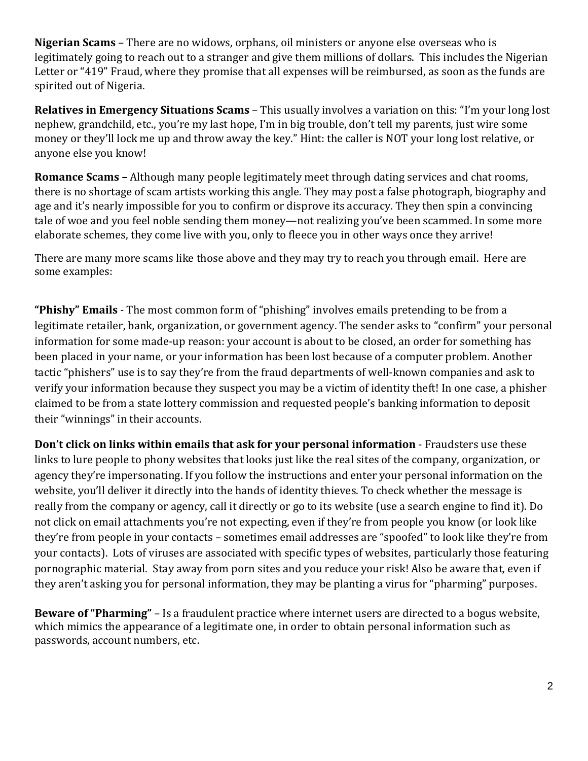**Nigerian Scams** – There are no widows, orphans, oil ministers or anyone else overseas who is legitimately going to reach out to a stranger and give them millions of dollars. This includes the Nigerian Letter or "419" Fraud, where they promise that all expenses will be reimbursed, as soon as the funds are spirited out of Nigeria.

**Relatives in Emergency Situations Scams** – This usually involves a variation on this: "I'm your long lost nephew, grandchild, etc., you're my last hope, I'm in big trouble, don't tell my parents, just wire some money or they'll lock me up and throw away the key." Hint: the caller is NOT your long lost relative, or anyone else you know!

**Romance Scams –** Although many people legitimately meet through dating services and chat rooms, there is no shortage of scam artists working this angle. They may post a false photograph, biography and age and it's nearly impossible for you to confirm or disprove its accuracy. They then spin a convincing tale of woe and you feel noble sending them money—not realizing you've been scammed. In some more elaborate schemes, they come live with you, only to fleece you in other ways once they arrive!

There are many more scams like those above and they may try to reach you through email. Here are some examples:

**"Phishy" Emails** - The most common form of "phishing" involves emails pretending to be from a legitimate retailer, bank, organization, or government agency. The sender asks to "confirm" your personal information for some made-up reason: your account is about to be closed, an order for something has been placed in your name, or your information has been lost because of a computer problem. Another tactic "phishers" use is to say they're from the fraud departments of well-known companies and ask to verify your information because they suspect you may be a victim of identity theft! In one case, a phisher claimed to be from a state lottery commission and requested people's banking information to deposit their "winnings" in their accounts.

**Don't click on links within emails that ask for your personal information** - Fraudsters use these links to lure people to phony websites that looks just like the real sites of the company, organization, or agency they're impersonating. If you follow the instructions and enter your personal information on the website, you'll deliver it directly into the hands of identity thieves. To check whether the message is really from the company or agency, call it directly or go to its website (use a search engine to find it). Do not click on email attachments you're not expecting, even if they're from people you know (or look like they're from people in your contacts – sometimes email addresses are "spoofed" to look like they're from your contacts). Lots of viruses are associated with specific types of websites, particularly those featuring pornographic material. Stay away from porn sites and you reduce your risk! Also be aware that, even if they aren't asking you for personal information, they may be planting a virus for "pharming" purposes.

**Beware of "Pharming"** – Is a fraudulent practice where internet users are directed to a bogus website, which mimics the appearance of a legitimate one, in order to obtain personal information such as passwords, account numbers, etc.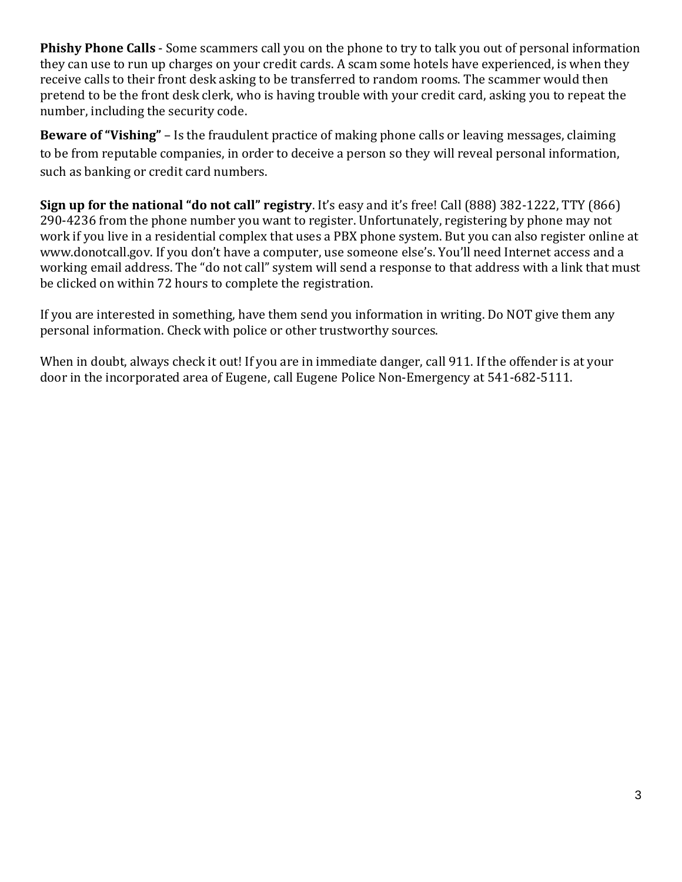**Phishy Phone Calls** - Some scammers call you on the phone to try to talk you out of personal information they can use to run up charges on your credit cards. A scam some hotels have experienced, is when they receive calls to their front desk asking to be transferred to random rooms. The scammer would then pretend to be the front desk clerk, who is having trouble with your credit card, asking you to repeat the number, including the security code.

**Beware of "Vishing"** – Is the fraudulent practice of making phone calls or leaving messages, claiming to be from reputable companies, in order to deceive a person so they will reveal personal information, such as banking or credit card numbers.

**Sign up for the national "do not call" registry**. It's easy and it's free! Call (888) 382-1222, TTY (866) 290-4236 from the phone number you want to register. Unfortunately, registering by phone may not work if you live in a residential complex that uses a PBX phone system. But you can also register online at www.donotcall.gov. If you don't have a computer, use someone else's. You'll need Internet access and a working email address. The "do not call" system will send a response to that address with a link that must be clicked on within 72 hours to complete the registration.

If you are interested in something, have them send you information in writing. Do NOT give them any personal information. Check with police or other trustworthy sources.

When in doubt, always check it out! If you are in immediate danger, call 911. If the offender is at your door in the incorporated area of Eugene, call Eugene Police Non-Emergency at 541-682-5111.